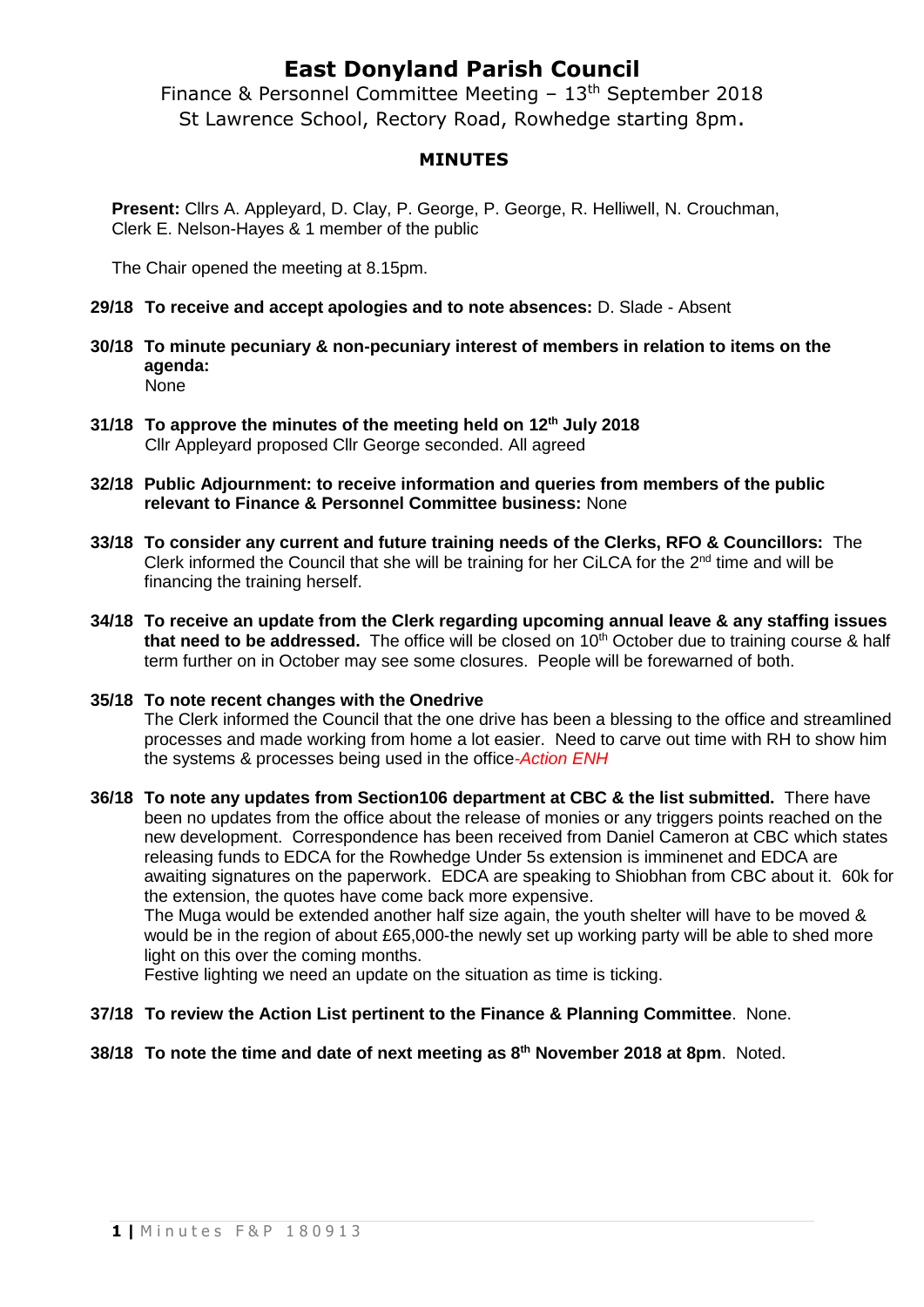# East Donyland Parish Council

Finance & Personnel Committee Meeting – 13th September 2018
St Lawrence School, Rectory Road, Rowhedge starting 8pm.

## MINUTES

**Present:** Cllrs A. Appleyard, D. Clay, P. George, P. George, R. Helliwell, N. Crouchman, Clerk E. Nelson-Hayes & 1 member of the public

The Chair opened the meeting at 8.15pm.

**29/18 To receive and accept apologies and to note absences:** D. Slade - Absent

**30/18 To minute pecuniary & non-pecuniary interest of members in relation to items on the agenda:**
None

**31/18 To approve the minutes of the meeting held on 12th July 2018**
Cllr Appleyard proposed Cllr George seconded. All agreed

**32/18 Public Adjournment: to receive information and queries from members of the public relevant to Finance & Personnel Committee business:** None

**33/18 To consider any current and future training needs of the Clerks, RFO & Councillors:** The Clerk informed the Council that she will be training for her CiLCA for the 2nd time and will be financing the training herself.

**34/18 To receive an update from the Clerk regarding upcoming annual leave & any staffing issues that need to be addressed.** The office will be closed on 10th October due to training course & half term further on in October may see some closures. People will be forewarned of both.

**35/18 To note recent changes with the Onedrive**
The Clerk informed the Council that the one drive has been a blessing to the office and streamlined processes and made working from home a lot easier. Need to carve out time with RH to show him the systems & processes being used in the office-*Action ENH*

**36/18 To note any updates from Section106 department at CBC & the list submitted.** There have been no updates from the office about the release of monies or any triggers points reached on the new development. Correspondence has been received from Daniel Cameron at CBC which states releasing funds to EDCA for the Rowhedge Under 5s extension is imminenet and EDCA are awaiting signatures on the paperwork. EDCA are speaking to Shiobhan from CBC about it. 60k for the extension, the quotes have come back more expensive.
The Muga would be extended another half size again, the youth shelter will have to be moved & would be in the region of about £65,000-the newly set up working party will be able to shed more light on this over the coming months.
Festive lighting we need an update on the situation as time is ticking.

**37/18 To review the Action List pertinent to the Finance & Planning Committee**. None.

**38/18 To note the time and date of next meeting as 8th November 2018 at 8pm**. Noted.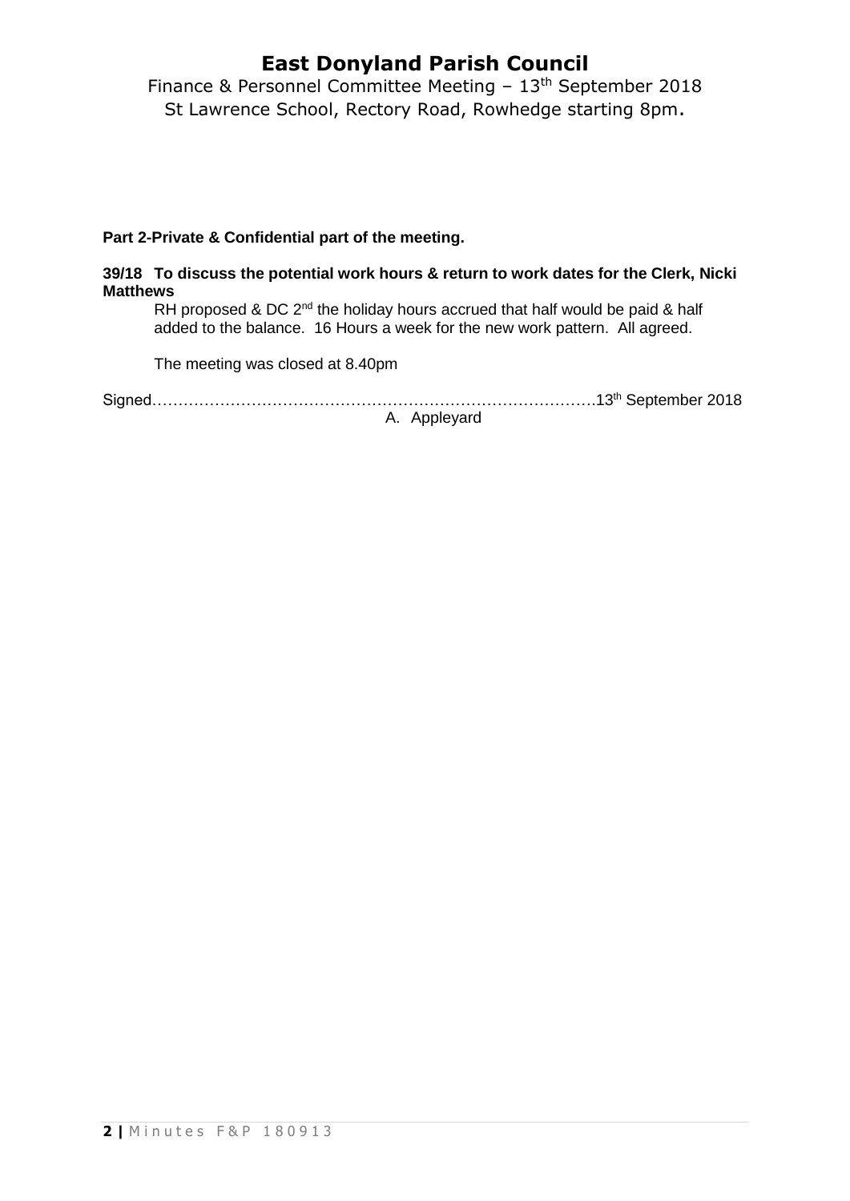# East Donyland Parish Council

Finance & Personnel Committee Meeting – 13th September 2018
St Lawrence School, Rectory Road, Rowhedge starting 8pm.

**Part 2-Private & Confidential part of the meeting.**

**39/18 To discuss the potential work hours & return to work dates for the Clerk, Nicki Matthews**

RH proposed & DC 2nd the holiday hours accrued that half would be paid & half added to the balance. 16 Hours a week for the new work pattern. All agreed.

The meeting was closed at 8.40pm

Signed…………………………………………………………………………….13th September 2018
A. Appleyard